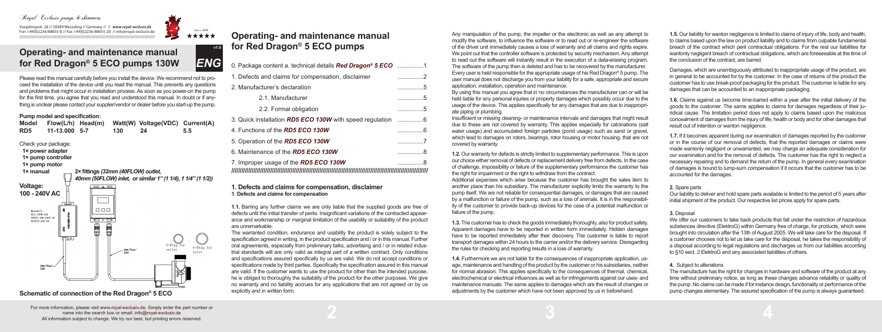Royal Exclusiv pumps & skimmers

Vorgebirgsstr. 28 // 50389 Wesseling // Germany // // www.royal-exclusiv.de
Fon +49(0)2236/88055-0 // Fax +49(0)2236/88055-20 // info@royal-exclusiv.de

# Operating- and maintenance manual for Red Dragon® 5 ECO pumps 130W

v1.0

*ENG*

Please read this manual carefully before you install the device. We recommend not to proceed the installation of the device until you read the manual. This prevents any questions and problems that might occur in installation process. As soon as you power-on the pump for the first time, you agree that you read and understood this manual. In doubt or if anything is unclear please contact your supplier/vendor or dealer before you start-up the pump.

**Pump model and specification:**

| Model | Flow(L/h) | Head(m) | Watt(W) | Voltage(VDC) | Current(A) |
|---|---|---|---|---|---|
| RD5 | 11-13.000 | 5-7 | 130 | 24 | 5.5 |

Check your package:

- 1× power adapter
- 1× pump controller
- 1× pump motor
- 1× manual
- 2× fittings *(32mm (40FLOW) outlet, 40mm (50FLOW) inlet, or similar 1" (1 1/4), 1 1/4" (1 1/2))*

**Voltage: 100 - 240V AC**

Meanwell: ELG-150B-24A INPUT: 100-240V AC OUTPUT: 24V DC

O-Ring for outlet

O-Ring for inlet

2m/0.75mm²

1,0m

2m/0.75mm² 1,0m

**Schematic of connection of the Red Dragon® 5 ECO**

For more information, please visit www.royal-exclusiv.de. Simply enter the part number or name into the search box or email: info@royal-exclusiv.de
All information subject to change. We try our best, but printing errors reserved.

# Operating- and maintenance manual for Red Dragon® 5 ECO pumps

| | |
|---|---|
| 0. Package content a. technical details ***Red Dragon® 5 ECO*** | ...............1 |
| 1. Defects and claims for compensation, disclaimer | ...............2 |
| 2. Manufacturer's declaration | ...............5 |
| 2.1. Manufacturer | ...............5 |
| 2.2. Formal obligation | ...............5 |
| 3. Quick installation ***RD5 ECO 130W*** with speed regulation | ...............6 |
| 4. Functions of the ***RD5 ECO 130W*** | ...............6 |
| 5. Operation of the ***RD5 ECO 130W*** | ...............7 |
| 6. Maintenance of the ***RD5 ECO 130W*** | ...............8 |
| 7. Improper usage of the ***RD5 ECO 130W*** | ...............8 |

## 1. Defects and claims for compensation, disclaimer

**1. Defects and claims for compensation**

**1.1.** Barring any further claims we are only liable that the supplied goods are free of defects until the initial transfer of perils. Insignificant variations of the contracted appearance and workmanship or marginal limitation of the usability or suitability of the product are unremarkable.

The warranted condition, endurance and usability the product is solely subject to the specification agreed in writing, in the product specification and / or in this manual. Further oral agreements, especially from preliminary talks, advertising and / or in related industrial standards will are only valid as integral part of a written contract. Only conditions and specifications assured specifically by us are valid. We do not accept conditions or specifications made by third parties. Specifically the specification assured in this manual are valid. If the customer wants to use the product for other than the intended purpose, he is obliged to thoroughly the suitability of the product for the other purposes. We give no warranty and no liability accrues for any applications that are not agreed on by us explicitly and in written form.

Any manipulation of the pump, the impeller or the electronic as well as any attempt to modify the software, to influence the software or to read out or re-engineer the software of the driver unit immediately causes a loss of warranty and all claims and rights expire. We point out that the controller software is protected by security mechanism. Any attempt to read out the software will instantly result in the execution of a data-erasing program. The software of the pump then is deleted and has to be recovered by the manufacturer. Every user is held responsible for the appropriate usage of his Red Dragon® 5 pump. The user manual does not discharge you from your liability for a safe, appropriate and secure application, installation, operation and maintenance.

By using this manual you agree that in no circumstances the manufacturer can or will be held liable for any personal injuries or property damages which possibly occur due to the usage of the device. This applies specifically for any damages that are due to inappropriate piping or plumbing.

Insufficient or missing cleaning- or maintenance intervals and damages that might result due to these are not covered by warranty. This applies especially for calcinations (salt water usage) and accumulated foreign particles (pond usage) such as sand or gravel, which lead to damages on rotors, bearings, rotor housing or motor housing, that are not covered by warranty.

**1.2.** Our warranty for defects is strictly limited to supplementary performance. This is upon our choice either removal of defects or replacement delivery free from defects. In the case of challenge, impossibility or failure of the supplementary performance the customer has the right for impairment or the right to withdraw from the contract.

Additional expenses which arise because the customer has brought the sales item to another place than his subsidiary. The manufacturer explicitly limits the warranty to the pump itself. We are not reliable for consequential damages, or damages that are caused by a malfunction or failure of the pump, such as a loss of animals. It is in the responsibility of the customer to provide back-up devices for the case of a potential malfunction or failure of the pump.

**1.3.** The customer has to check the goods immediately thoroughly, also for product safety. Apparent damages have to be reported in written form immediately. Hidden damages have to be reported immediately after their discovery. The customer is liable to report transport damages within 24 hours to the carrier and/or the delivery service. Disregarding the rules for checking and reporting results in a loss of warranty.

**1.4.** Furthermore we are not liable for the consequences of inappropriate application, usage, maintenance and handling of the product by the customer or his subsidiaries, neither for normal abrasion. This applies specifically to the consequences of thermal, chemical, electrochemical or electrical influences as well as for infringements against our uses- and maintenance manuals. The same applies to damages which are the result of changes or adjustments by the customer which have not been approved by us in beforehand.

**1.5.** Our liability for wanton negligence is limited to claims of injury of life, body and health, to claims based upon the law on product liability and to claims from culpable fundamental breach of the contract which peril contractual obligations. For the rest our liabilities for wantonly negligent breach of contractual obligations, which are foreseeable at the time of the conclusion of the contract, are barred.

Damages, which are unambiguously attributed to inappropriate usage of the product, are in general to be accounted for by the customer. In the case of returns of the product the customer has to use break-proof packaging for the product. The customer is liable for any damages that can be accounted to an inappropriate packaging.

**1.6.** Claims against us become time-barred within a year after the initial delivery of the goods to the customer. The same applies to claims for damages regardless of their juridical cause. The limitation period does not apply to claims based upon the malicious concealment of damages from the injury of life, health or body and for other damages that result out of intention or wanton negligence.

**1.7.** If it becomes apparent during our examination of damages reported by the customer or in the course of our removal of defects, that the reported damages or claims were made wantonly negligent or unwarranted, we may charge an adequate consideration for our examination and for the removal of defects. The customer has the right to neglect a necessary repairing and to demand the return of the pump. In general every examination of damages is bound to lump-sum compensation if it occurs that the customer has to be accounted for the damages.

**2.** Spare parts

Our liability to deliver and hold spare parts available is limited to the period of 5 years after initial shipment of the product. Our respective list prices apply for spare parts.

**3.** Disposal

We offer our customers to take back products that fall under the restriction of hazardous substances directive (ElektroG) within Germany free of charge, for products, which were brought into circulation after the 13th of August 2005. We will take care for the disposal. If a customer chooses not to let us take care for the disposal, he takes the responsibility of a disposal according to legal regulations and discharges us from our liabilities according to §10 sect. 2 ElektroG and any associated liabilities of others.

**4.** Subject to alterations

The manufacturer has the right for changes in hardware and software of the product at any time without preliminary notice, as long as these changes advance reliability or quality of the pump. No claims can be made if for instance design, functionality or performance of the pump changes elementary. The assured specification of the pump is always guaranteed.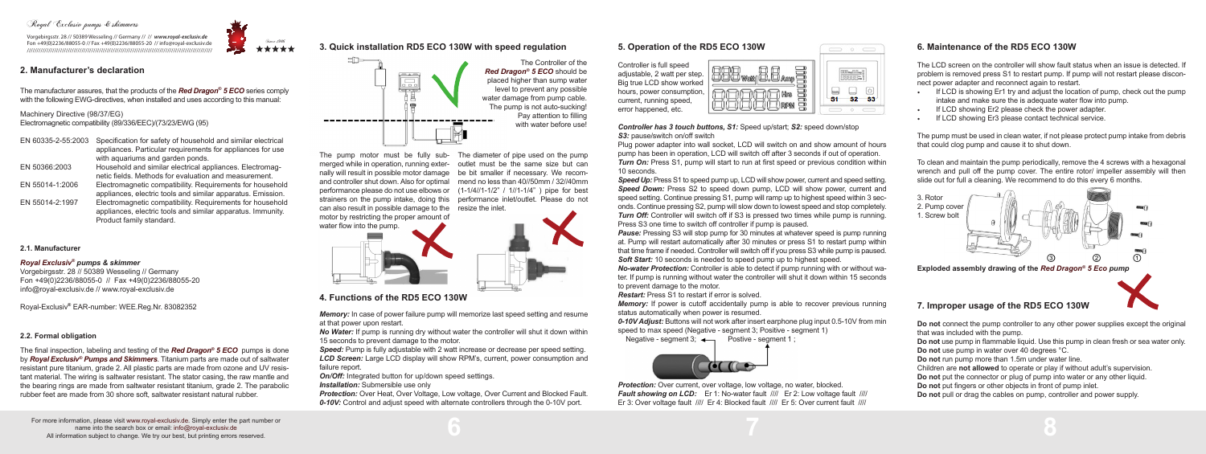Royal Exclusiv pumps & skimmers

Vorgebirgsstr. 28 // 50389 Wesseling // Germany // // www.royal-exclusiv.de
Fon +49(0)2236/88055-0 // Fax +49(0)2236/88055-20 // info@royal-exclusiv.de

## 2. Manufacturer's declaration

The manufacturer assures, that the products of the ***Red Dragon® 5 ECO*** series comply with the following EWG-directives, when installed and uses according to this manual:

Machinery Directive (98/37/EG)
Electromagnetic compatibility (89/336/EEC)/(73/23/EWG (95)

| | |
|---|---|
| EN 60335-2-55:2003 | Specification for safety of household and similar electrical appliances. Particular requirements for appliances for use with aquariums and garden ponds. |
| EN 50366:2003 | Household and similar electrical appliances. Electromagnetic fields. Methods for evaluation and measurement. |
| EN 55014-1:2006 | Electromagnetic compatibility. Requirements for household appliances, electric tools and similar apparatus. Emission. |
| EN 55014-2:1997 | Electromagnetic compatibility. Requirements for household appliances, electric tools and similar apparatus. Immunity. Product family standard. |

### 2.1. Manufacturer

***Royal Exclusiv® pumps & skimmer***
Vorgebirgsstr. 28 // 50389 Wesseling // Germany
Fon +49(0)2236/88055-0 // Fax +49(0)2236/88055-20
info@royal-exclusiv.de // www.royal-exclusiv.de

Royal-Exclusiv® EAR-number: WEE.Reg.Nr. 83082352

### 2.2. Formal obligation

The final inspection, labeling and testing of the ***Red Dragon® 5 ECO*** pumps is done by ***Royal Exclusiv® Pumps and Skimmers***. Titanium parts are made out of saltwater resistant pure titanium, grade 2. All plastic parts are made from ozone and UV resistant material. The wiring is saltwater resistant. The stator casing, the raw mantle and the bearing rings are made from saltwater resistant titanium, grade 2. The parabolic rubber feet are made from 30 shore soft, saltwater resistant natural rubber.

For more information, please visit www.royal-exclusiv.de. Simply enter the part number or name into the search box or email: info@royal-exclusiv.de
All information subject to change. We try our best, but printing errors reserved.

## 3. Quick installation RD5 ECO 130W with speed regulation

The Controller of the ***Red Dragon® 5 ECO*** should be placed higher than sump water level to prevent any possible water damage from pump cable. The pump is not auto-sucking! Pay attention to filling with water before use!

The pump motor must be fully submerged while in operation, running externally will result in possible motor damage and controller shut down. Also for optimal performance please do not use elbows or strainers on the pump intake, doing this can also result in possible damage to the motor by restricting the proper amount of water flow into the pump.

The diameter of pipe used on the pump outlet must be the same size but can be bit smaller if necessary. We recommend no less than 40//50mm / 32//40mm (1-1/4//1-1/2" / 1//1-1/4" ) pipe for best performance inlet/outlet. Please do not resize the inlet.

## 4. Functions of the RD5 ECO 130W

***Memory:*** In case of power failure pump will memorize last speed setting and resume at that power upon restart.

***No Water:*** If pump is running dry without water the controller will shut it down within 15 seconds to prevent damage to the motor.

***Speed:*** Pump is fully adjustable with 2 watt increase or decrease per speed setting.

***LCD Screen:*** Large LCD display will show RPM's, current, power consumption and failure report.

***On/Off:*** Integrated button for up/down speed settings.

***Installation:*** Submersible use only

***Protection:*** Over Heat, Over Voltage, Low voltage, Over Current and Blocked Fault.

***0-10V:*** Control and adjust speed with alternate controllers through the 0-10V port.

## 5. Operation of the RD5 ECO 130W

Controller is full speed adjustable, 2 watt per step. Big true LCD show worked hours, power consumption, current, running speed, error happened, etc.

***Controller has 3 touch buttons, S1:*** Speed up/start; ***S2:*** speed down/stop
***S3:*** pause/switch on/off switch

Plug power adapter into wall socket, LCD will switch on and show amount of hours pump has been in operation, LCD will switch off after 3 seconds if out of operation.

***Turn On:*** Press S1, pump will start to run at first speed or previous condition within 10 seconds.

***Speed Up:*** Press S1 to speed pump up, LCD will show power, current and speed setting.

***Speed Down:*** Press S2 to speed down pump, LCD will show power, current and speed setting. Continue pressing S1, pump will ramp up to highest speed within 3 seconds. Continue pressing S2, pump will slow down to lowest speed and stop completely.

***Turn Off:*** Controller will switch off if S3 is pressed two times while pump is running. Press S3 one time to switch off controller if pump is paused.

***Pause:*** Pressing S3 will stop pump for 30 minutes at whatever speed is pump running at. Pump will restart automatically after 30 minutes or press S1 to restart pump within that time frame if needed. Controller will switch off if you press S3 while pump is paused.

***Soft Start:*** 10 seconds is needed to speed pump up to highest speed.

***No-water Protection:*** Controller is able to detect if pump running with or without water. If pump is running without water the controller will shut it down within 15 seconds to prevent damage to the motor.

***Restart:*** Press S1 to restart if error is solved.

***Memory:*** If power is cutoff accidentally pump is able to recover previous running status automatically when power is resumed.

***0-10V Adjust:*** Buttons will not work after insert earphone plug input 0.5-10V from min speed to max speed (Negative - segment 3; Positive - segment 1)

Negative - segment 3; Postive - segment 1 ;

***Protection:*** Over current, over voltage, low voltage, no water, blocked.

***Fault showing on LCD:*** Er 1: No-water fault //// Er 2: Low voltage fault //// Er 3: Over voltage fault //// Er 4: Blocked fault //// Er 5: Over current fault ////

## 6. Maintenance of the RD5 ECO 130W

The LCD screen on the controller will show fault status when an issue is detected. If problem is removed press S1 to restart pump. If pump will not restart please disconnect power adapter and reconnect again to restart.

- If LCD is showing Er1 try and adjust the location of pump, check out the pump intake and make sure the is adequate water flow into pump.
- If LCD showing Er2 please check the power adapter.
- If LCD showing Er3 please contact technical service.

The pump must be used in clean water, if not please protect pump intake from debris that could clog pump and cause it to shut down.

To clean and maintain the pump periodically, remove the 4 screws with a hexagonal wrench and pull off the pump cover. The entire rotor/ impeller assembly will then slide out for full a cleaning. We recommend to do this every 6 months.

3. Rotor
2. Pump cover
1. Screw bolt

**Exploded assembly drawing of the *Red Dragon® 5 Eco pump***

## 7. Improper usage of the RD5 ECO 130W

**Do not** connect the pump controller to any other power supplies except the original that was included with the pump.
**Do not** use pump in flammable liquid. Use this pump in clean fresh or sea water only.
**Do not** use pump in water over 40 degrees °C.
**Do not** run pump more than 1.5m under water line.
Children are **not allowed** to operate or play if without adult's supervision.
**Do not** put the connector or plug of pump into water or any other liquid.
**Do not** put fingers or other objects in front of pump inlet.
**Do not** pull or drag the cables on pump, controller and power supply.